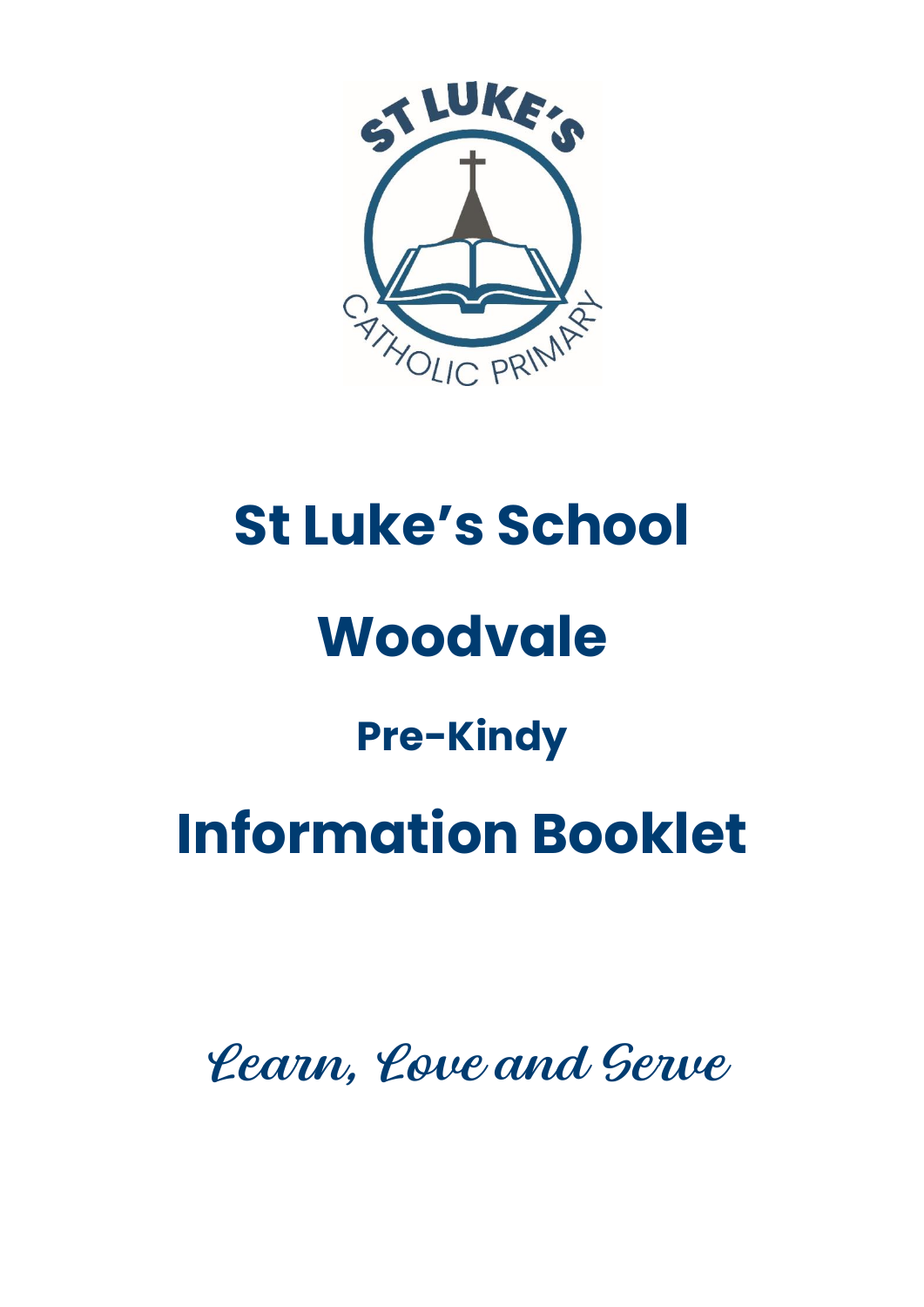# St Luke's School

# Woodvale

## Pre-Kindy

# Information Booklet

*Learn, Love and Serve*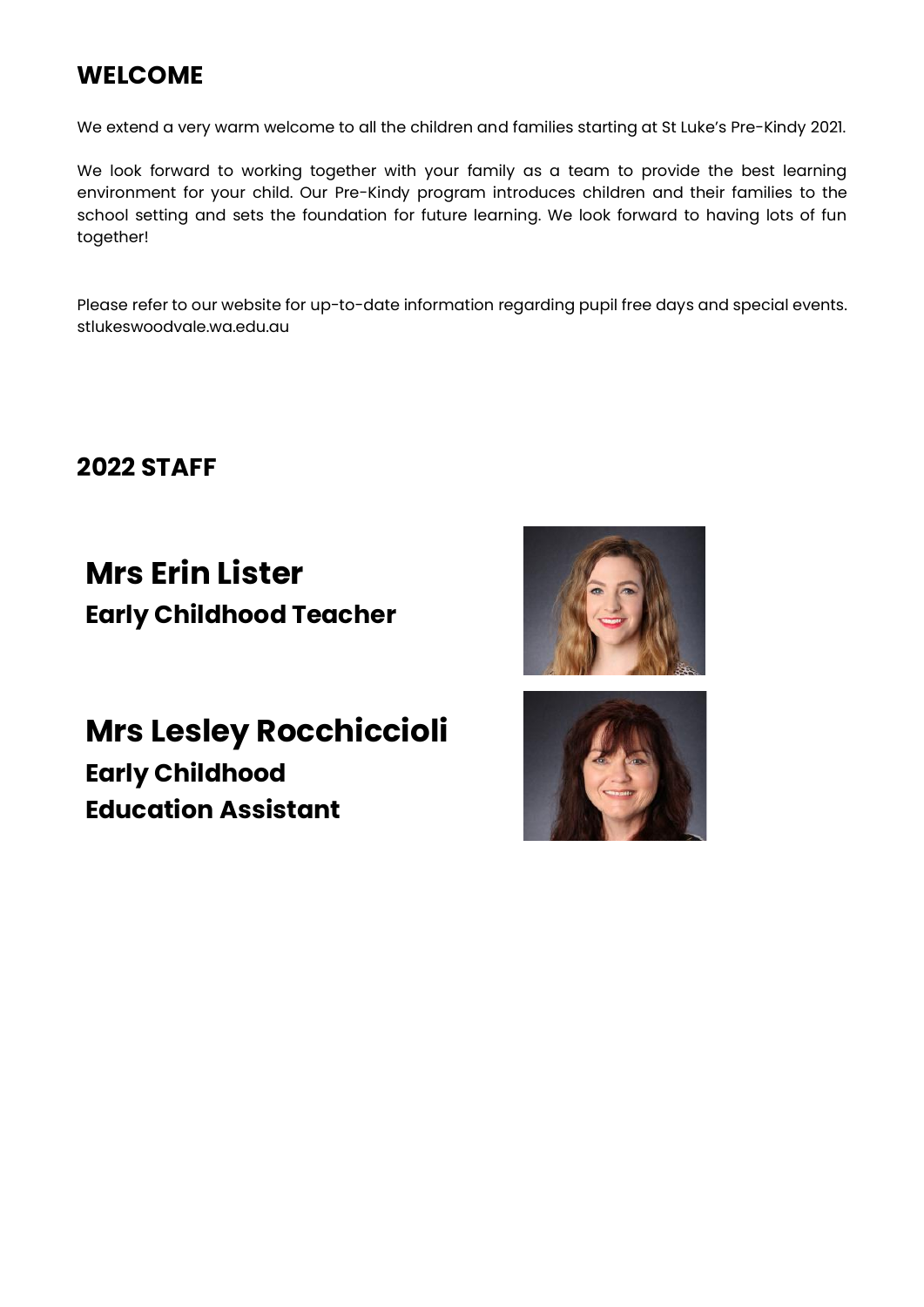## WELCOME

We extend a very warm welcome to all the children and families starting at St Luke's Pre-Kindy 2021.

We look forward to working together with your family as a team to provide the best learning environment for your child. Our Pre-Kindy program introduces children and their families to the school setting and sets the foundation for future learning. We look forward to having lots of fun together!

Please refer to our website for up-to-date information regarding pupil free days and special events. stlukeswoodvale.wa.edu.au

## 2022 STAFF

### Mrs Erin Lister
**Early Childhood Teacher**

### Mrs Lesley Rocchiccioli
**Early Childhood Education Assistant**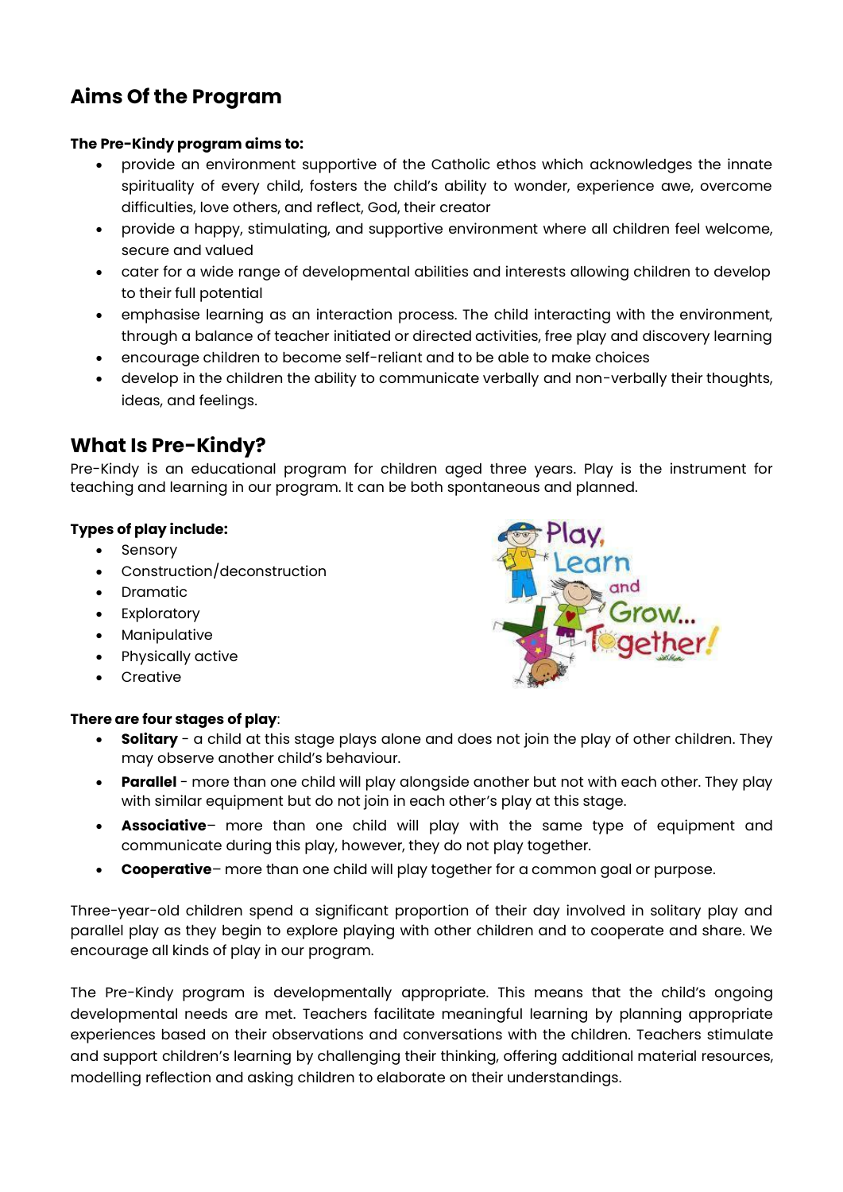## Aims Of the Program

**The Pre-Kindy program aims to:**

- provide an environment supportive of the Catholic ethos which acknowledges the innate spirituality of every child, fosters the child's ability to wonder, experience awe, overcome difficulties, love others, and reflect, God, their creator
- provide a happy, stimulating, and supportive environment where all children feel welcome, secure and valued
- cater for a wide range of developmental abilities and interests allowing children to develop to their full potential
- emphasise learning as an interaction process. The child interacting with the environment, through a balance of teacher initiated or directed activities, free play and discovery learning
- encourage children to become self-reliant and to be able to make choices
- develop in the children the ability to communicate verbally and non-verbally their thoughts, ideas, and feelings.

## What Is Pre-Kindy?

Pre-Kindy is an educational program for children aged three years. Play is the instrument for teaching and learning in our program. It can be both spontaneous and planned.

**Types of play include:**

- Sensory
- Construction/deconstruction
- Dramatic
- Exploratory
- Manipulative
- Physically active
- Creative

**There are four stages of play**:

- **Solitary** - a child at this stage plays alone and does not join the play of other children. They may observe another child's behaviour.
- **Parallel** - more than one child will play alongside another but not with each other. They play with similar equipment but do not join in each other's play at this stage.
- **Associative**– more than one child will play with the same type of equipment and communicate during this play, however, they do not play together.
- **Cooperative**– more than one child will play together for a common goal or purpose.

Three-year-old children spend a significant proportion of their day involved in solitary play and parallel play as they begin to explore playing with other children and to cooperate and share. We encourage all kinds of play in our program.

The Pre-Kindy program is developmentally appropriate. This means that the child's ongoing developmental needs are met. Teachers facilitate meaningful learning by planning appropriate experiences based on their observations and conversations with the children. Teachers stimulate and support children's learning by challenging their thinking, offering additional material resources, modelling reflection and asking children to elaborate on their understandings.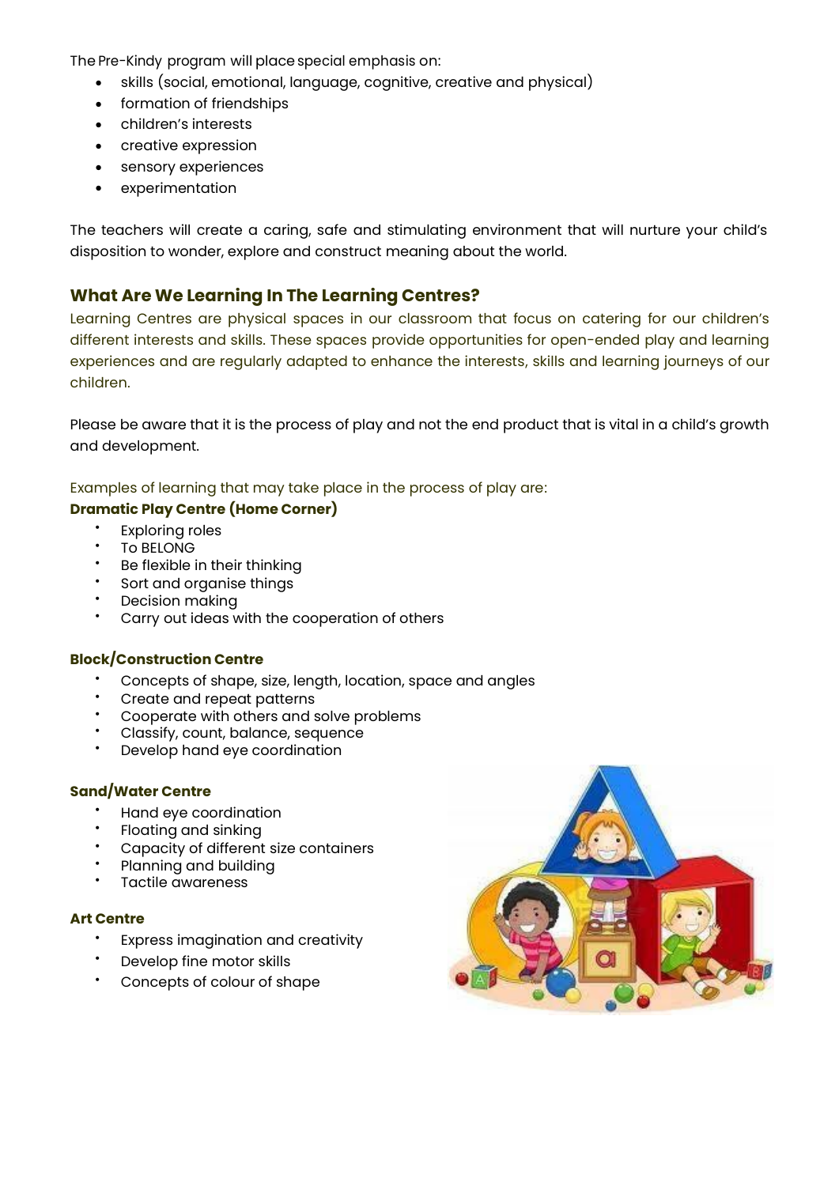The Pre-Kindy program will place special emphasis on:

- skills (social, emotional, language, cognitive, creative and physical)
- formation of friendships
- children's interests
- creative expression
- sensory experiences
- experimentation

The teachers will create a caring, safe and stimulating environment that will nurture your child's disposition to wonder, explore and construct meaning about the world.

## What Are We Learning In The Learning Centres?

Learning Centres are physical spaces in our classroom that focus on catering for our children's different interests and skills. These spaces provide opportunities for open-ended play and learning experiences and are regularly adapted to enhance the interests, skills and learning journeys of our children.

Please be aware that it is the process of play and not the end product that is vital in a child's growth and development.

Examples of learning that may take place in the process of play are:

**Dramatic Play Centre (Home Corner)**

- Exploring roles
- To BELONG
- Be flexible in their thinking
- Sort and organise things
- Decision making
- Carry out ideas with the cooperation of others

**Block/Construction Centre**

- Concepts of shape, size, length, location, space and angles
- Create and repeat patterns
- Cooperate with others and solve problems
- Classify, count, balance, sequence
- Develop hand eye coordination

**Sand/Water Centre**

- Hand eye coordination
- Floating and sinking
- Capacity of different size containers
- Planning and building
- Tactile awareness

**Art Centre**

- Express imagination and creativity
- Develop fine motor skills
- Concepts of colour of shape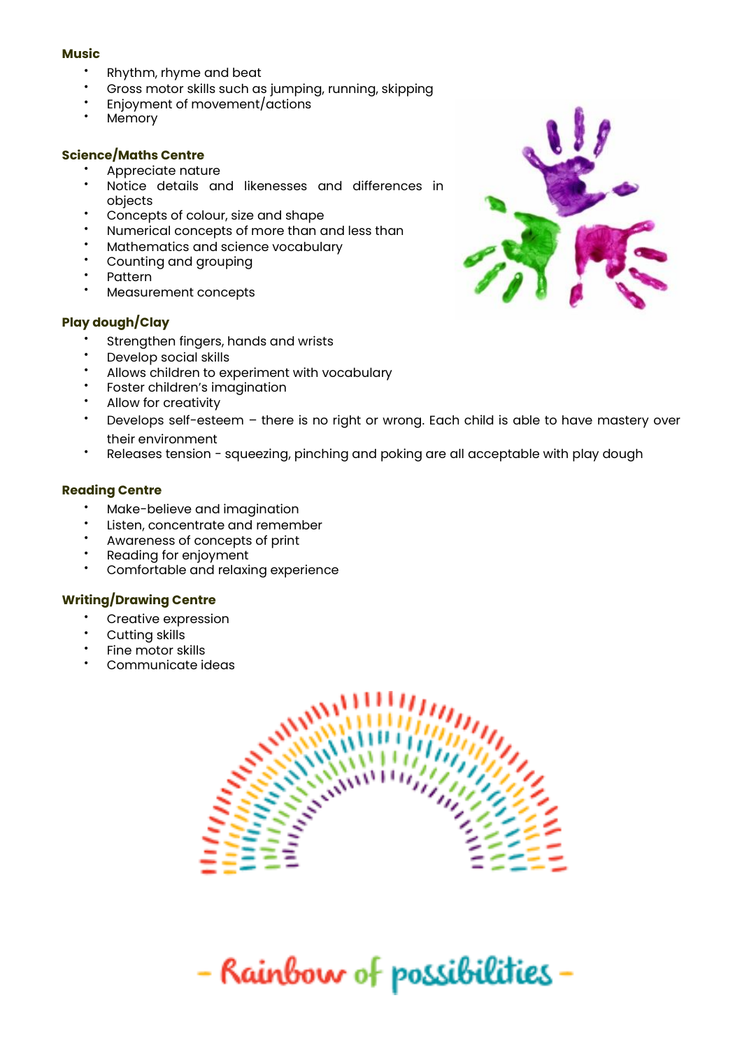**Music**

- Rhythm, rhyme and beat
- Gross motor skills such as jumping, running, skipping
- Enjoyment of movement/actions
- Memory

**Science/Maths Centre**

- Appreciate nature
- Notice details and likenesses and differences in objects
- Concepts of colour, size and shape
- Numerical concepts of more than and less than
- Mathematics and science vocabulary
- Counting and grouping
- Pattern
- Measurement concepts

**Play dough/Clay**

- Strengthen fingers, hands and wrists
- Develop social skills
- Allows children to experiment with vocabulary
- Foster children's imagination
- Allow for creativity
- Develops self-esteem – there is no right or wrong. Each child is able to have mastery over their environment
- Releases tension - squeezing, pinching and poking are all acceptable with play dough

**Reading Centre**

- Make-believe and imagination
- Listen, concentrate and remember
- Awareness of concepts of print
- Reading for enjoyment
- Comfortable and relaxing experience

**Writing/Drawing Centre**

- Creative expression
- Cutting skills
- Fine motor skills
- Communicate ideas

- Rainbow of possibilities -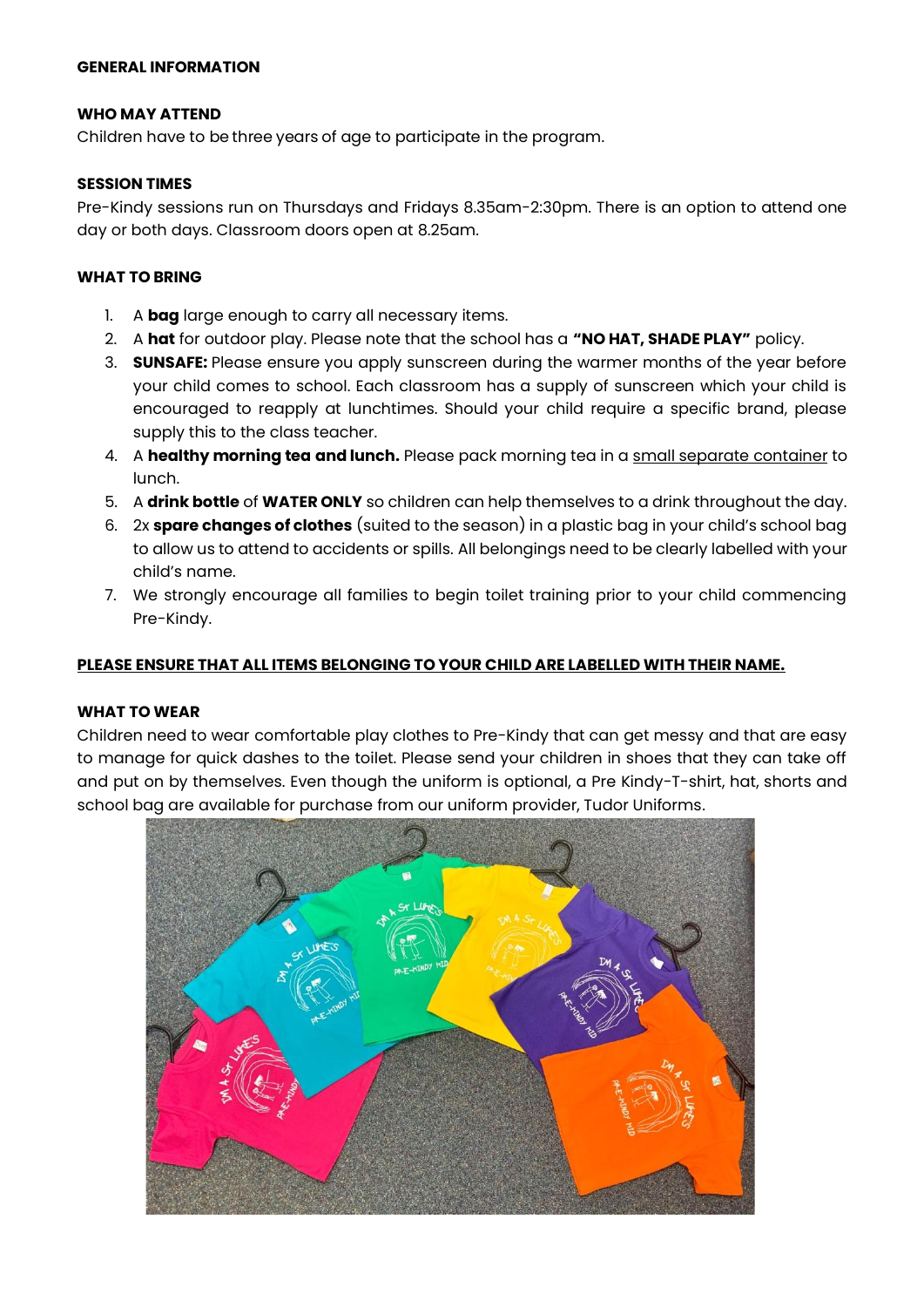**GENERAL INFORMATION**

**WHO MAY ATTEND**

Children have to be three years of age to participate in the program.

**SESSION TIMES**

Pre-Kindy sessions run on Thursdays and Fridays 8.35am-2:30pm. There is an option to attend one day or both days. Classroom doors open at 8.25am.

**WHAT TO BRING**

1. A **bag** large enough to carry all necessary items.
2. A **hat** for outdoor play. Please note that the school has a **"NO HAT, SHADE PLAY"** policy.
3. **SUNSAFE:** Please ensure you apply sunscreen during the warmer months of the year before your child comes to school. Each classroom has a supply of sunscreen which your child is encouraged to reapply at lunchtimes. Should your child require a specific brand, please supply this to the class teacher.
4. A **healthy morning tea and lunch.** Please pack morning tea in a small separate container to lunch.
5. A **drink bottle** of **WATER ONLY** so children can help themselves to a drink throughout the day.
6. 2x **spare changes of clothes** (suited to the season) in a plastic bag in your child's school bag to allow us to attend to accidents or spills. All belongings need to be clearly labelled with your child's name.
7. We strongly encourage all families to begin toilet training prior to your child commencing Pre-Kindy.

**PLEASE ENSURE THAT ALL ITEMS BELONGING TO YOUR CHILD ARE LABELLED WITH THEIR NAME.**

**WHAT TO WEAR**

Children need to wear comfortable play clothes to Pre-Kindy that can get messy and that are easy to manage for quick dashes to the toilet. Please send your children in shoes that they can take off and put on by themselves. Even though the uniform is optional, a Pre Kindy-T-shirt, hat, shorts and school bag are available for purchase from our uniform provider, Tudor Uniforms.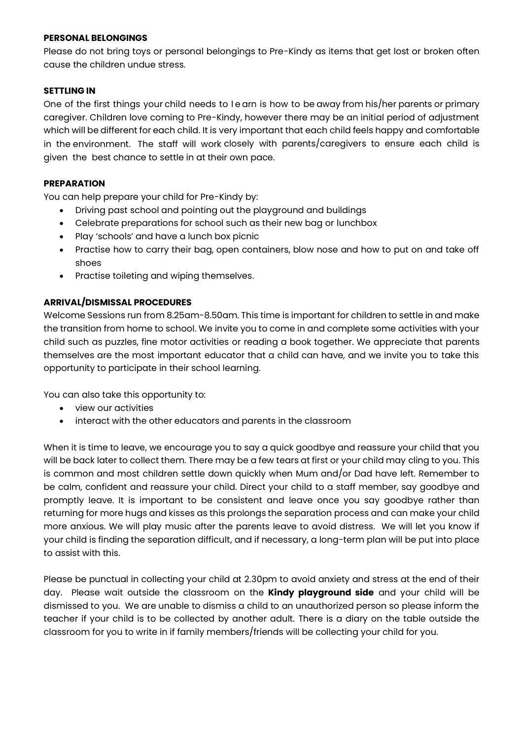**PERSONAL BELONGINGS**

Please do not bring toys or personal belongings to Pre-Kindy as items that get lost or broken often cause the children undue stress.

**SETTLING IN**

One of the first things your child needs to learn is how to be away from his/her parents or primary caregiver. Children love coming to Pre-Kindy, however there may be an initial period of adjustment which will be different for each child. It is very important that each child feels happy and comfortable in the environment. The staff will work closely with parents/caregivers to ensure each child is given the best chance to settle in at their own pace.

**PREPARATION**

You can help prepare your child for Pre-Kindy by:

- Driving past school and pointing out the playground and buildings
- Celebrate preparations for school such as their new bag or lunchbox
- Play 'schools' and have a lunch box picnic
- Practise how to carry their bag, open containers, blow nose and how to put on and take off shoes
- Practise toileting and wiping themselves.

**ARRIVAL/DISMISSAL PROCEDURES**

Welcome Sessions run from 8.25am-8.50am. This time is important for children to settle in and make the transition from home to school. We invite you to come in and complete some activities with your child such as puzzles, fine motor activities or reading a book together. We appreciate that parents themselves are the most important educator that a child can have, and we invite you to take this opportunity to participate in their school learning.

You can also take this opportunity to:

- view our activities
- interact with the other educators and parents in the classroom

When it is time to leave, we encourage you to say a quick goodbye and reassure your child that you will be back later to collect them. There may be a few tears at first or your child may cling to you. This is common and most children settle down quickly when Mum and/or Dad have left. Remember to be calm, confident and reassure your child. Direct your child to a staff member, say goodbye and promptly leave. It is important to be consistent and leave once you say goodbye rather than returning for more hugs and kisses as this prolongs the separation process and can make your child more anxious. We will play music after the parents leave to avoid distress. We will let you know if your child is finding the separation difficult, and if necessary, a long-term plan will be put into place to assist with this.

Please be punctual in collecting your child at 2.30pm to avoid anxiety and stress at the end of their day. Please wait outside the classroom on the **Kindy playground side** and your child will be dismissed to you. We are unable to dismiss a child to an unauthorized person so please inform the teacher if your child is to be collected by another adult. There is a diary on the table outside the classroom for you to write in if family members/friends will be collecting your child for you.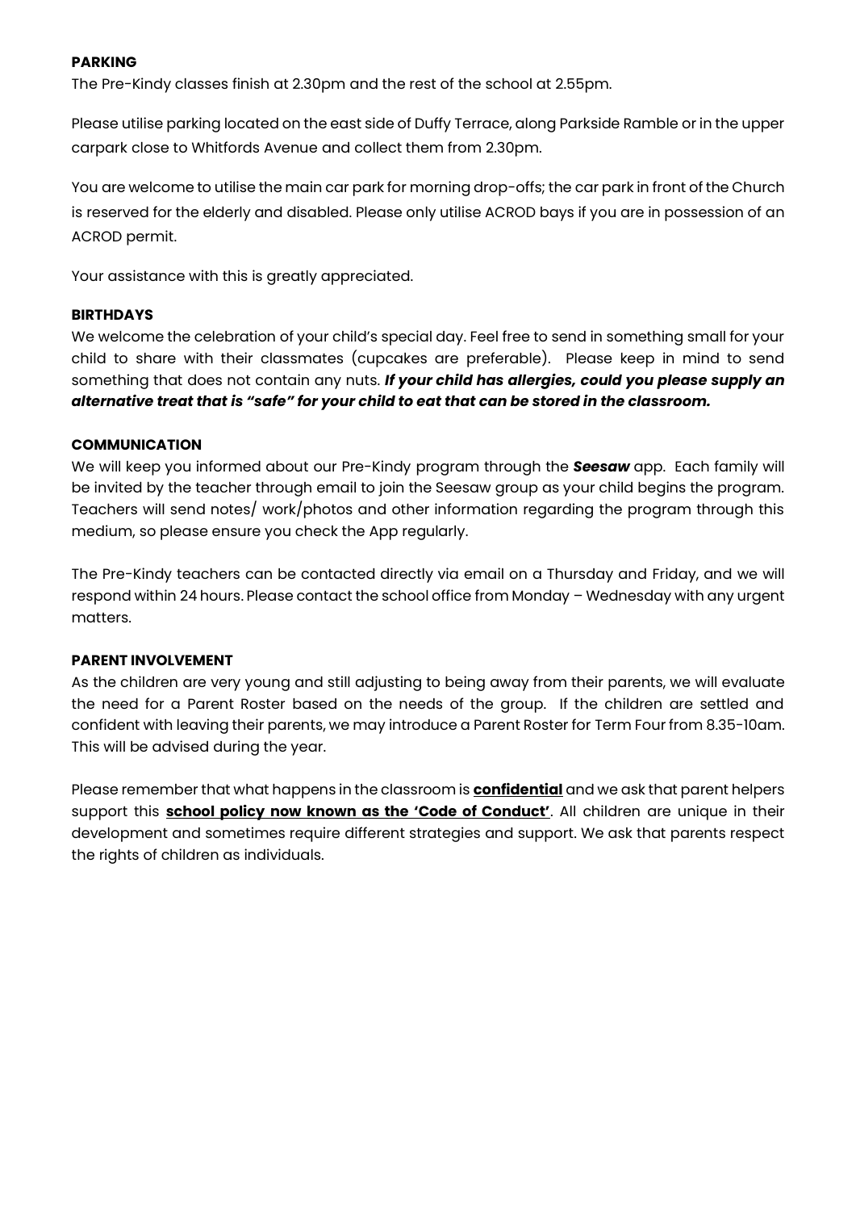**PARKING**

The Pre-Kindy classes finish at 2.30pm and the rest of the school at 2.55pm.

Please utilise parking located on the east side of Duffy Terrace, along Parkside Ramble or in the upper carpark close to Whitfords Avenue and collect them from 2.30pm.

You are welcome to utilise the main car park for morning drop-offs; the car park in front of the Church is reserved for the elderly and disabled. Please only utilise ACROD bays if you are in possession of an ACROD permit.

Your assistance with this is greatly appreciated.

**BIRTHDAYS**

We welcome the celebration of your child's special day. Feel free to send in something small for your child to share with their classmates (cupcakes are preferable). Please keep in mind to send something that does not contain any nuts. ***If your child has allergies, could you please supply an alternative treat that is "safe" for your child to eat that can be stored in the classroom.***

**COMMUNICATION**

We will keep you informed about our Pre-Kindy program through the ***Seesaw*** app. Each family will be invited by the teacher through email to join the Seesaw group as your child begins the program. Teachers will send notes/ work/photos and other information regarding the program through this medium, so please ensure you check the App regularly.

The Pre-Kindy teachers can be contacted directly via email on a Thursday and Friday, and we will respond within 24 hours. Please contact the school office from Monday – Wednesday with any urgent matters.

**PARENT INVOLVEMENT**

As the children are very young and still adjusting to being away from their parents, we will evaluate the need for a Parent Roster based on the needs of the group. If the children are settled and confident with leaving their parents, we may introduce a Parent Roster for Term Four from 8.35-10am. This will be advised during the year.

Please remember that what happens in the classroom is **confidential** and we ask that parent helpers support this **school policy now known as the 'Code of Conduct'**. All children are unique in their development and sometimes require different strategies and support. We ask that parents respect the rights of children as individuals.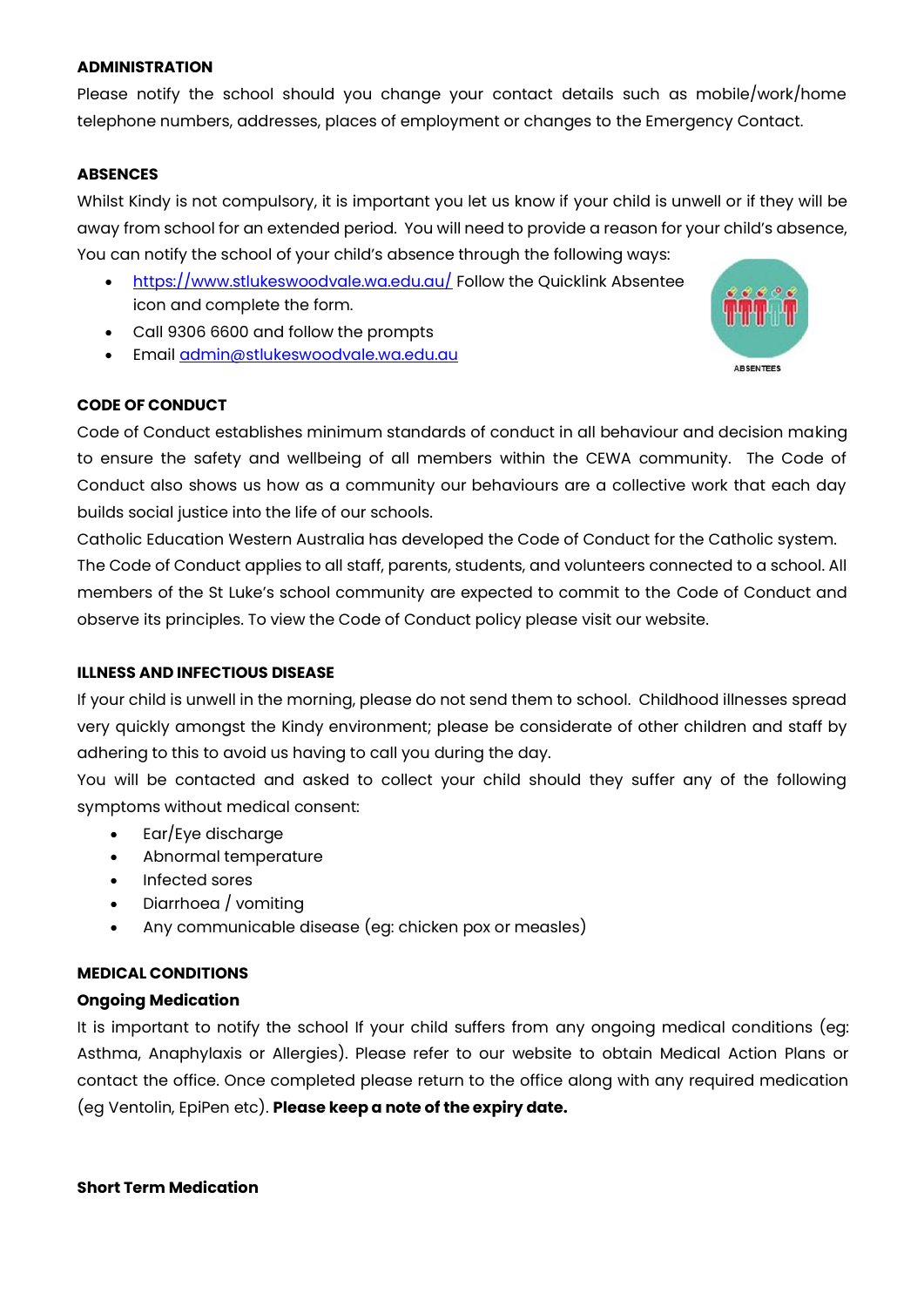**ADMINISTRATION**

Please notify the school should you change your contact details such as mobile/work/home telephone numbers, addresses, places of employment or changes to the Emergency Contact.

**ABSENCES**

Whilst Kindy is not compulsory, it is important you let us know if your child is unwell or if they will be away from school for an extended period. You will need to provide a reason for your child's absence, You can notify the school of your child's absence through the following ways:

- https://www.stlukeswoodvale.wa.edu.au/ Follow the Quicklink Absentee icon and complete the form.
- Call 9306 6600 and follow the prompts
- Email admin@stlukeswoodvale.wa.edu.au

ABSENTEES

**CODE OF CONDUCT**

Code of Conduct establishes minimum standards of conduct in all behaviour and decision making to ensure the safety and wellbeing of all members within the CEWA community. The Code of Conduct also shows us how as a community our behaviours are a collective work that each day builds social justice into the life of our schools.

Catholic Education Western Australia has developed the Code of Conduct for the Catholic system. The Code of Conduct applies to all staff, parents, students, and volunteers connected to a school. All members of the St Luke's school community are expected to commit to the Code of Conduct and observe its principles. To view the Code of Conduct policy please visit our website.

**ILLNESS AND INFECTIOUS DISEASE**

If your child is unwell in the morning, please do not send them to school. Childhood illnesses spread very quickly amongst the Kindy environment; please be considerate of other children and staff by adhering to this to avoid us having to call you during the day.

You will be contacted and asked to collect your child should they suffer any of the following symptoms without medical consent:

- Ear/Eye discharge
- Abnormal temperature
- Infected sores
- Diarrhoea / vomiting
- Any communicable disease (eg: chicken pox or measles)

**MEDICAL CONDITIONS**

**Ongoing Medication**

It is important to notify the school If your child suffers from any ongoing medical conditions (eg: Asthma, Anaphylaxis or Allergies). Please refer to our website to obtain Medical Action Plans or contact the office. Once completed please return to the office along with any required medication (eg Ventolin, EpiPen etc). **Please keep a note of the expiry date.**

**Short Term Medication**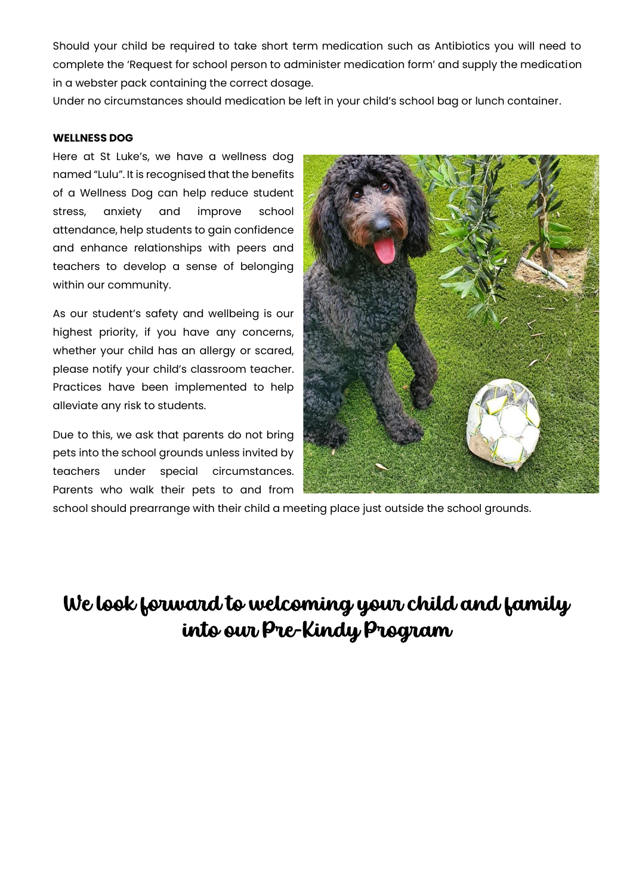Should your child be required to take short term medication such as Antibiotics you will need to complete the 'Request for school person to administer medication form' and supply the medication in a webster pack containing the correct dosage.

Under no circumstances should medication be left in your child's school bag or lunch container.

**WELLNESS DOG**

Here at St Luke's, we have a wellness dog named "Lulu". It is recognised that the benefits of a Wellness Dog can help reduce student stress, anxiety and improve school attendance, help students to gain confidence and enhance relationships with peers and teachers to develop a sense of belonging within our community.

As our student's safety and wellbeing is our highest priority, if you have any concerns, whether your child has an allergy or scared, please notify your child's classroom teacher. Practices have been implemented to help alleviate any risk to students.

Due to this, we ask that parents do not bring pets into the school grounds unless invited by teachers under special circumstances. Parents who walk their pets to and from school should prearrange with their child a meeting place just outside the school grounds.

## We look forward to welcoming your child and family into our Pre-Kindy Program